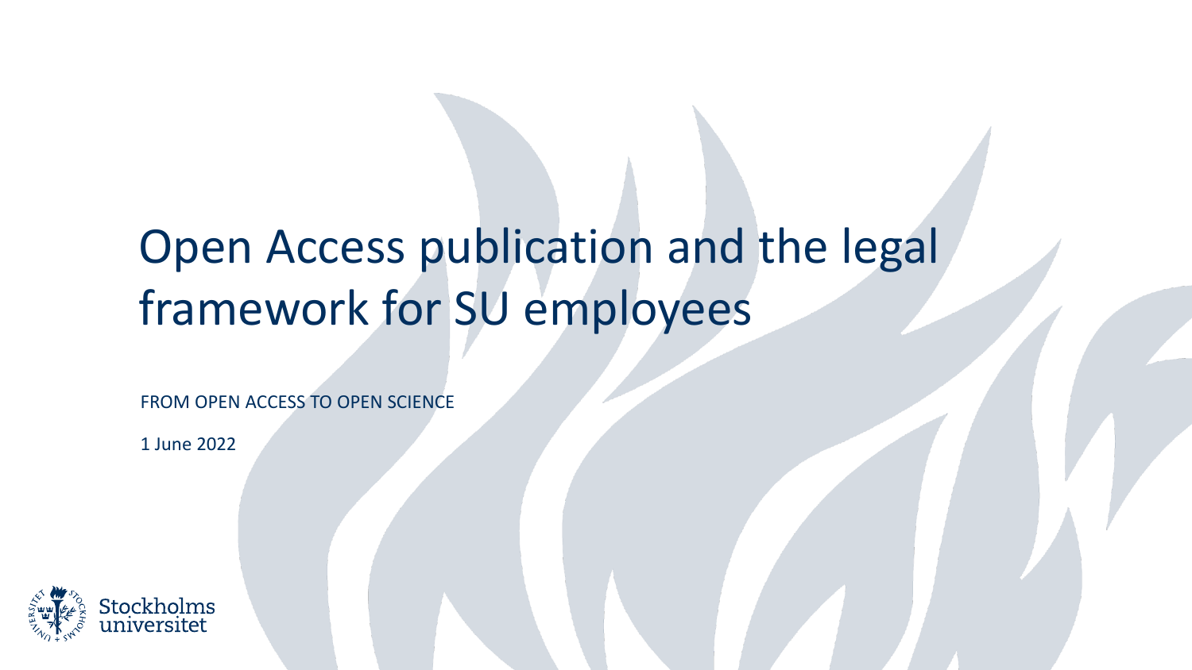# Open Access publication and the legal framework for SU employees

FROM OPEN ACCESS TO OPEN SCIENCE

1 June 2022

Stockholms universitet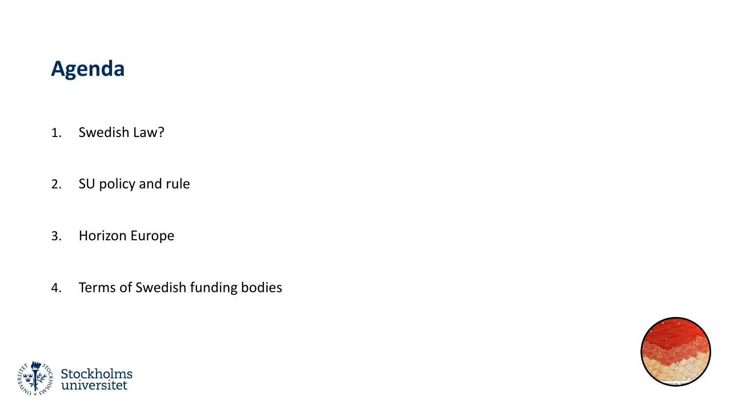# Agenda

1. Swedish Law?
2. SU policy and rule
3. Horizon Europe
4. Terms of Swedish funding bodies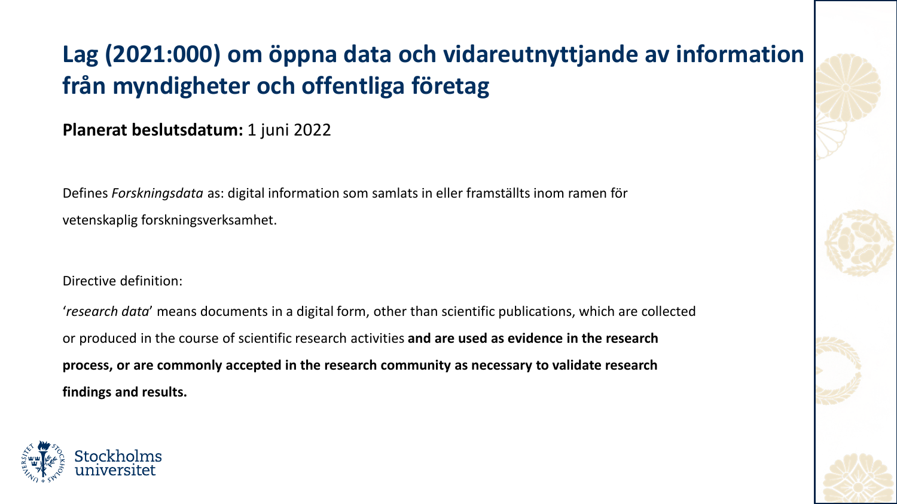# Lag (2021:000) om öppna data och vidareutnyttjande av information från myndigheter och offentliga företag

**Planerat beslutsdatum:** 1 juni 2022

Defines *Forskningsdata* as: digital information som samlats in eller framställts inom ramen för vetenskaplig forskningsverksamhet.

Directive definition:

'*research data*' means documents in a digital form, other than scientific publications, which are collected or produced in the course of scientific research activities **and are used as evidence in the research process, or are commonly accepted in the research community as necessary to validate research findings and results.**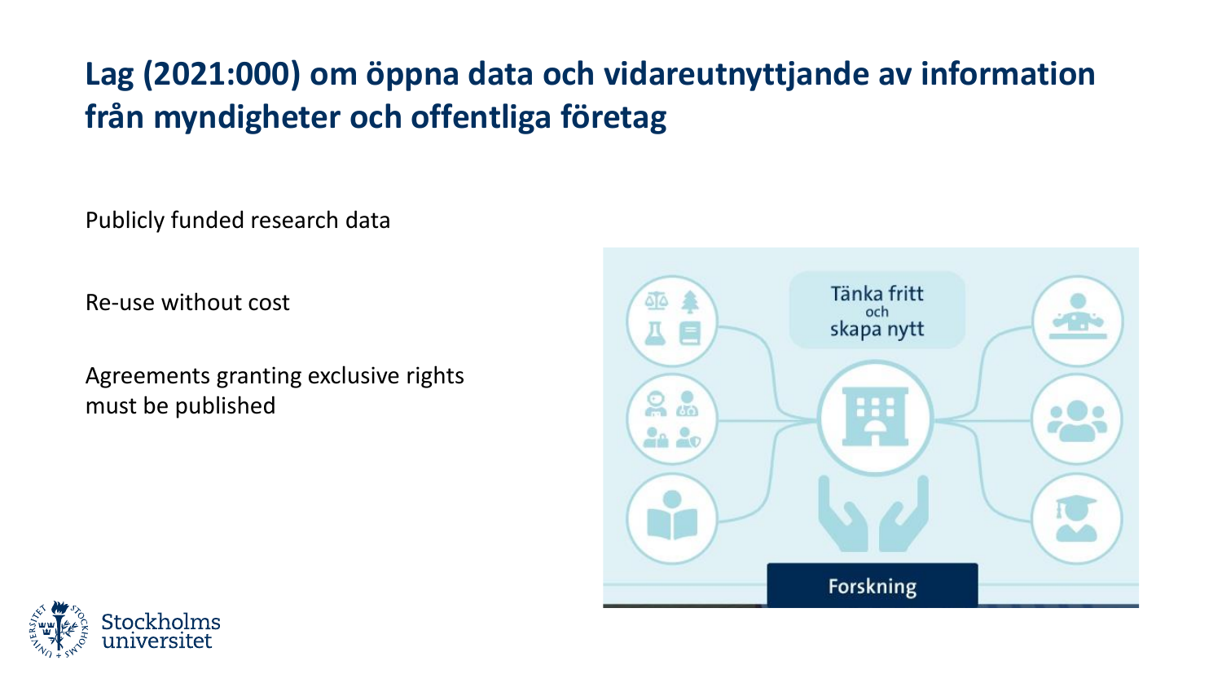# Lag (2021:000) om öppna data och vidareutnyttjande av information från myndigheter och offentliga företag

Publicly funded research data

Re-use without cost

Agreements granting exclusive rights must be published

Tänka fritt och skapa nytt

Forskning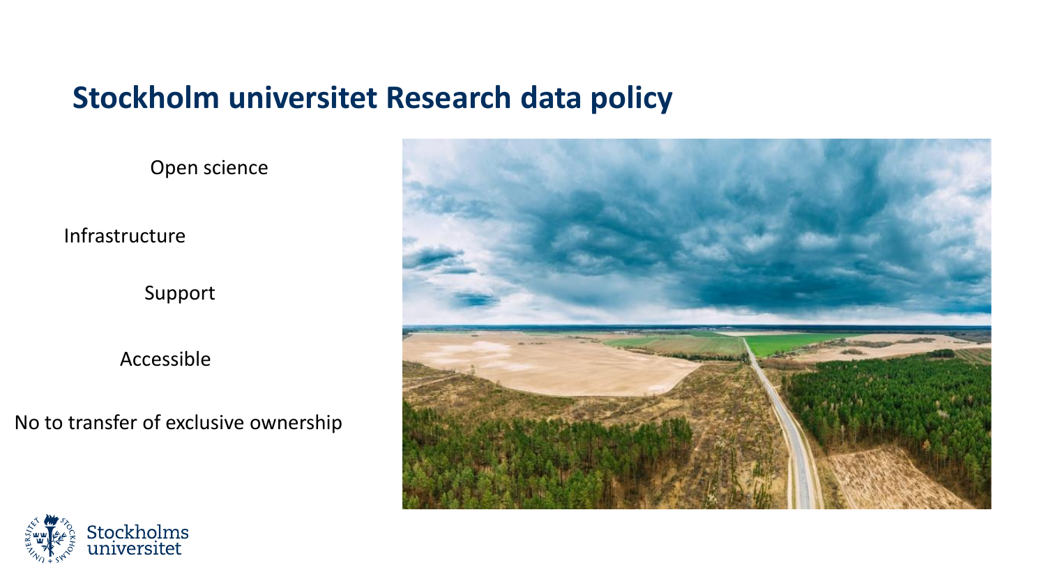# Stockholm universitet Research data policy

Open science

Infrastructure

Support

Accessible

No to transfer of exclusive ownership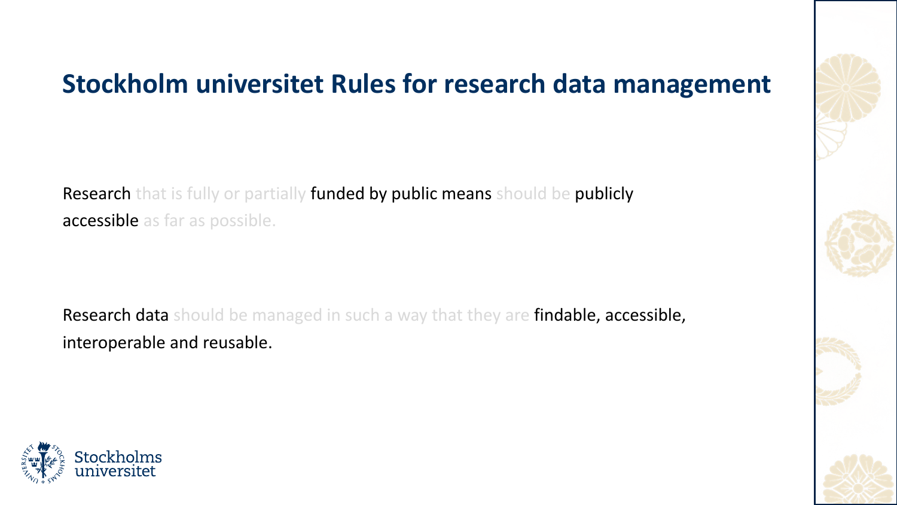# Stockholm universitet Rules for research data management

Research that is fully or partially funded by public means should be publicly accessible as far as possible.

Research data should be managed in such a way that they are findable, accessible, interoperable and reusable.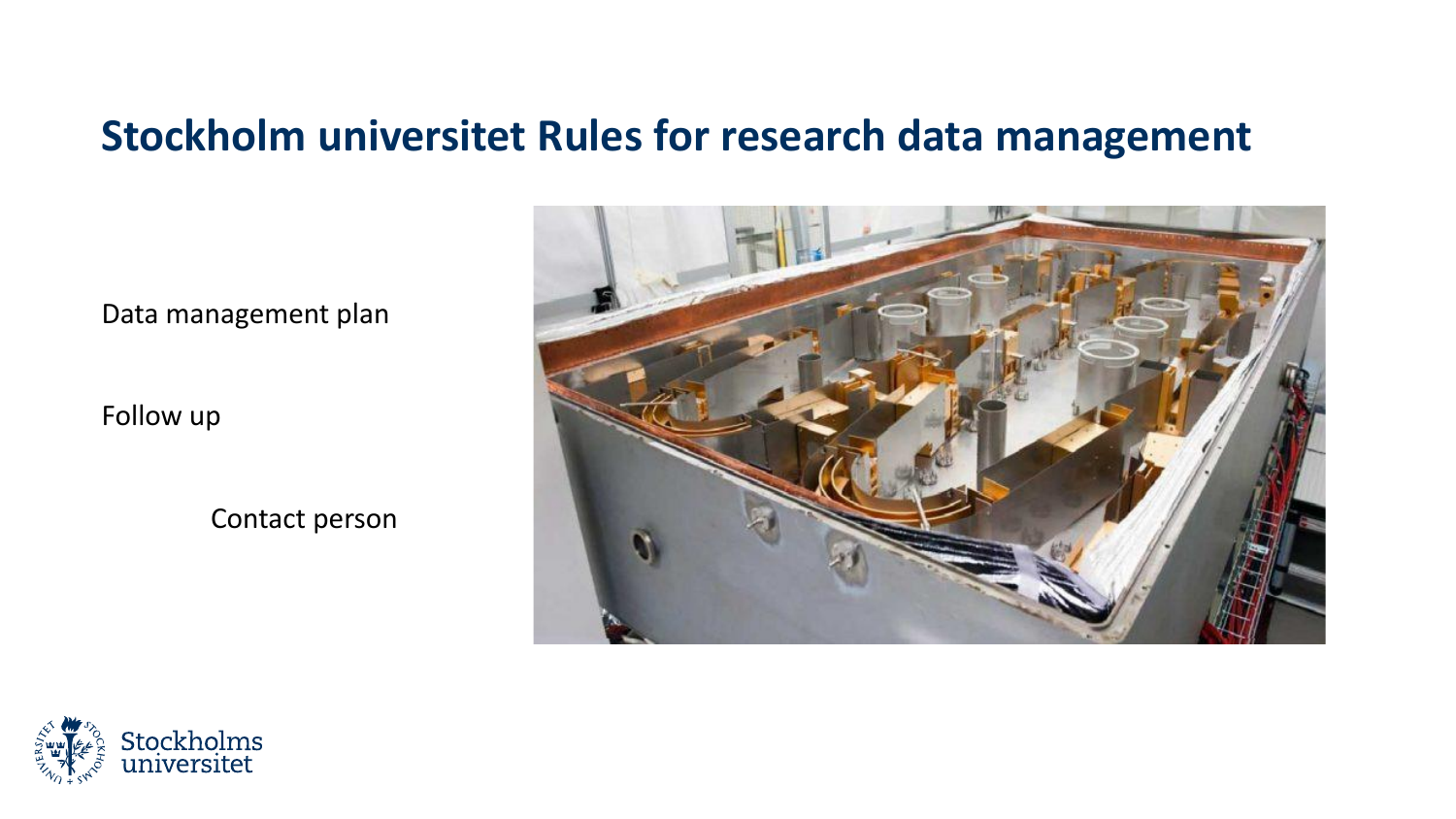# Stockholm universitet Rules for research data management

Data management plan

Follow up

Contact person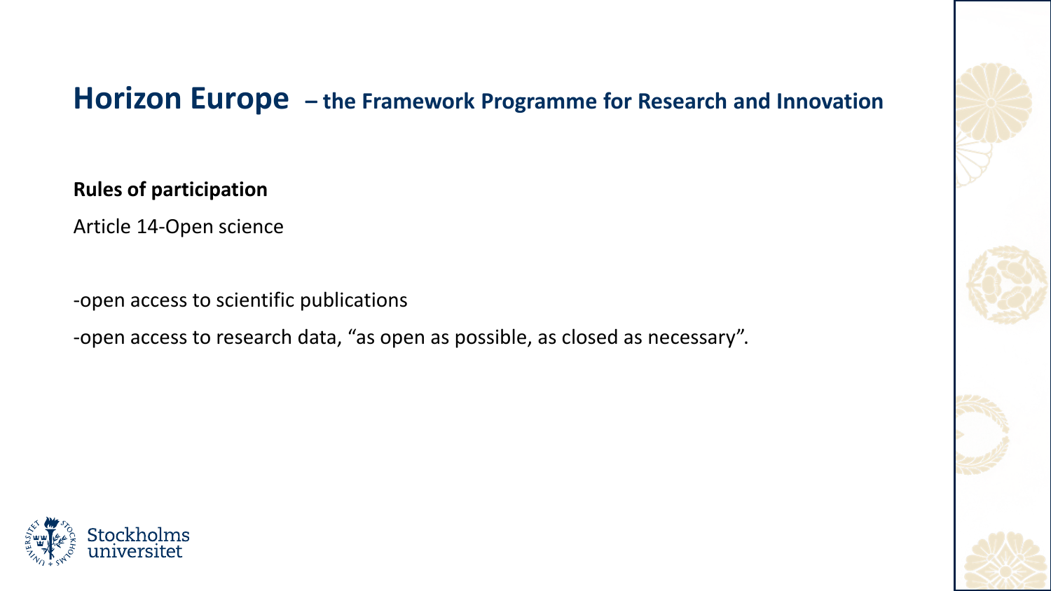# Horizon Europe – the Framework Programme for Research and Innovation

**Rules of participation**

Article 14-Open science

-open access to scientific publications

-open access to research data, "as open as possible, as closed as necessary".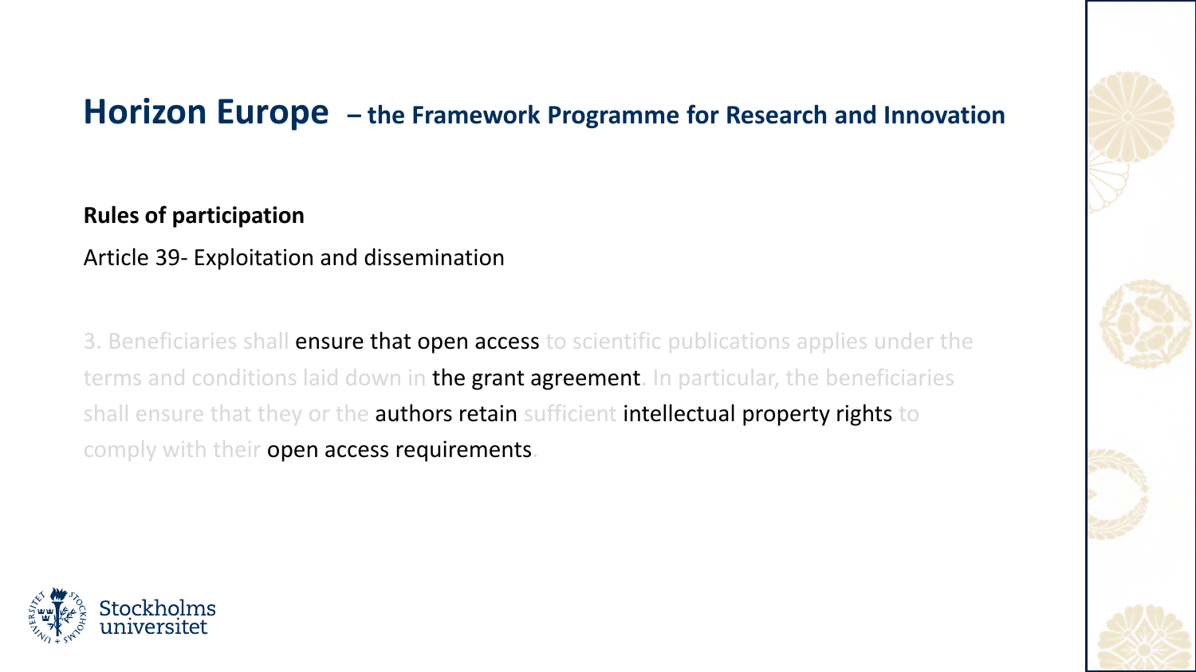# Horizon Europe – the Framework Programme for Research and Innovation

**Rules of participation**

Article 39- Exploitation and dissemination

3. Beneficiaries shall **ensure that open access** to scientific publications applies under the terms and conditions laid down in **the grant agreement**. In particular, the beneficiaries shall ensure that they or the **authors retain** sufficient **intellectual property rights** to comply with their **open access requirements**.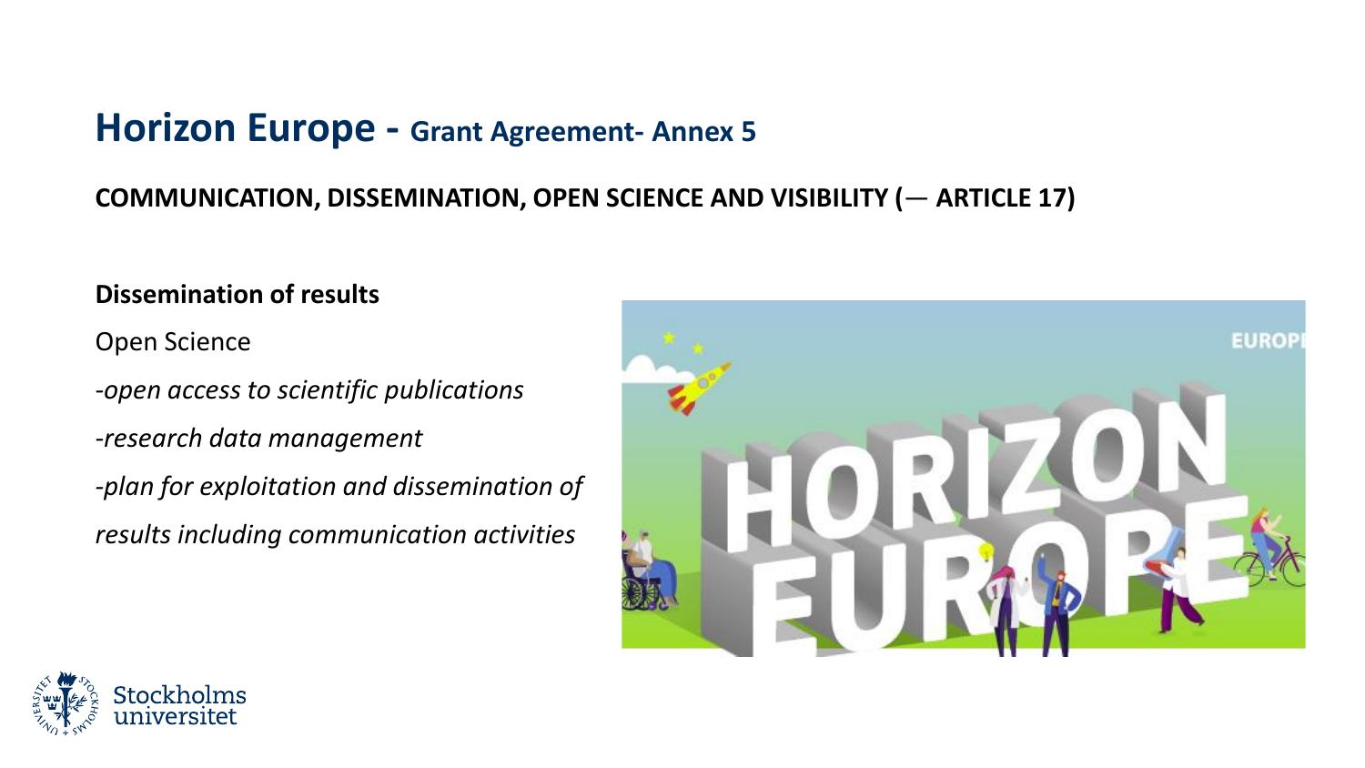# Horizon Europe - Grant Agreement- Annex 5

**COMMUNICATION, DISSEMINATION, OPEN SCIENCE AND VISIBILITY (— ARTICLE 17)**

**Dissemination of results**

Open Science

*-open access to scientific publications*

*-research data management*

*-plan for exploitation and dissemination of results including communication activities*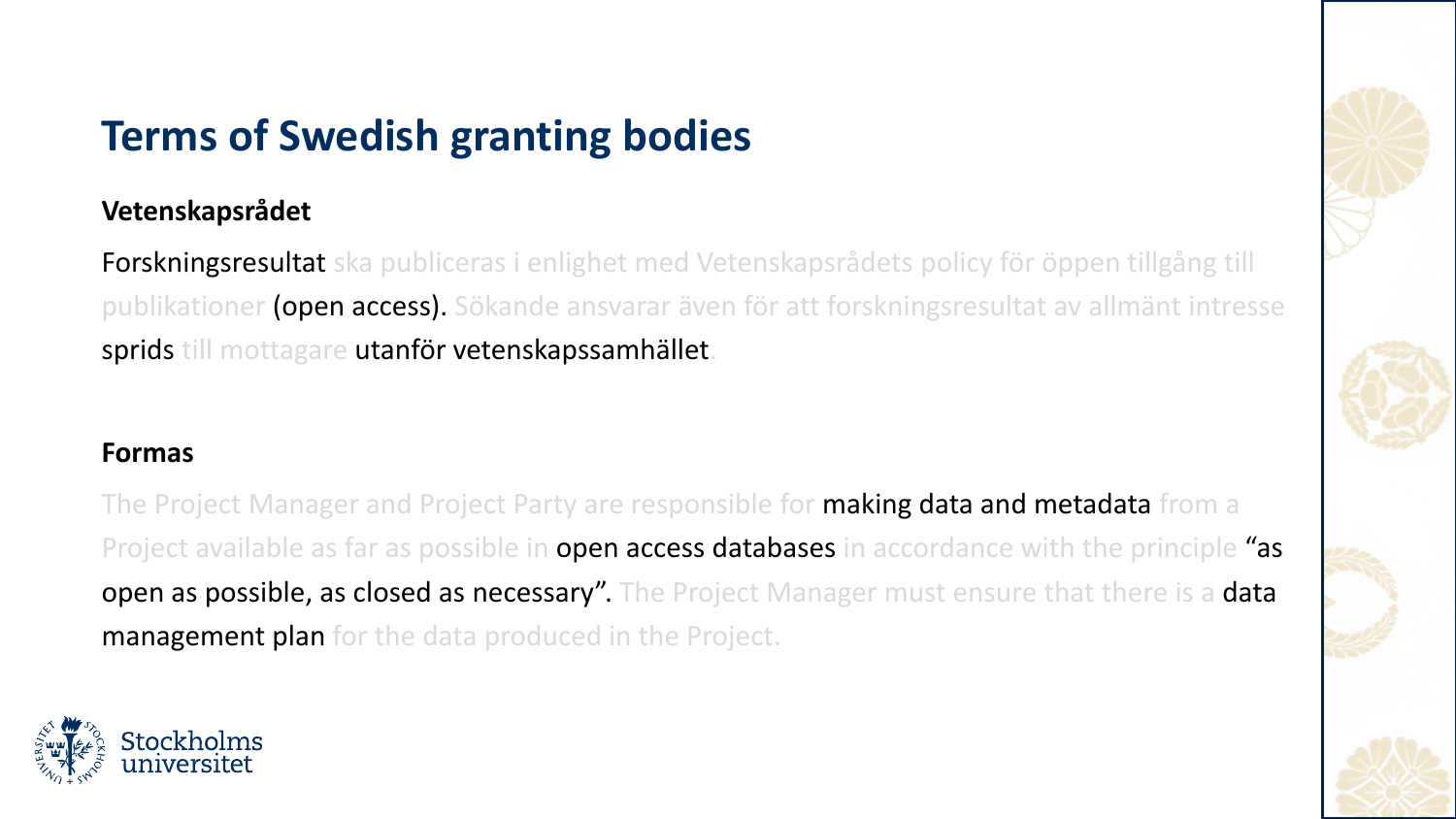# Terms of Swedish granting bodies

**Vetenskapsrådet**

Forskningsresultat ska publiceras i enlighet med Vetenskapsrådets policy för öppen tillgång till publikationer (open access). Sökande ansvarar även för att forskningsresultat av allmänt intresse sprids till mottagare utanför vetenskapssamhället.

**Formas**

The Project Manager and Project Party are responsible for making data and metadata from a Project available as far as possible in open access databases in accordance with the principle "as open as possible, as closed as necessary". The Project Manager must ensure that there is a data management plan for the data produced in the Project.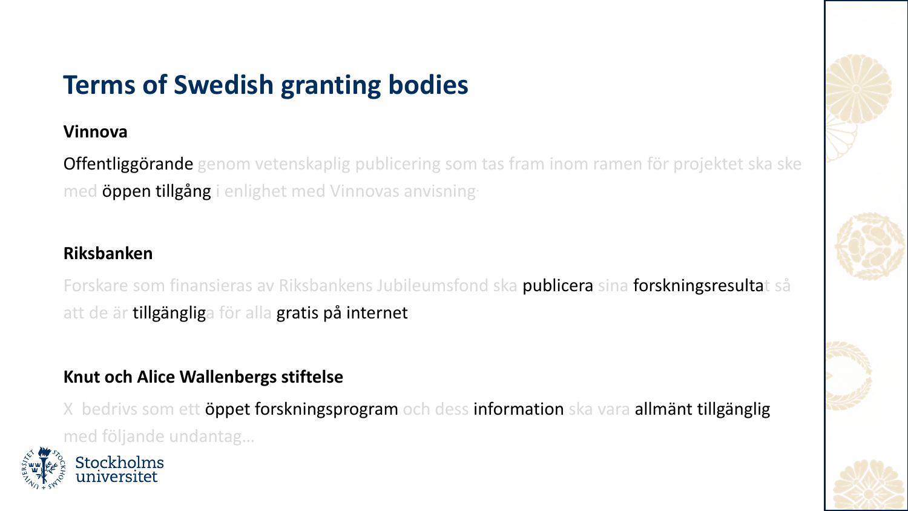# Terms of Swedish granting bodies

**Vinnova**

Offentliggörande genom vetenskaplig publicering som tas fram inom ramen för projektet ska ske med öppen tillgång i enlighet med Vinnovas anvisning·

**Riksbanken**

Forskare som finansieras av Riksbankens Jubileumsfond ska publicera sina forskningsresultat så att de är tillgängliga för alla gratis på internet

**Knut och Alice Wallenbergs stiftelse**

X bedrivs som ett öppet forskningsprogram och dess information ska vara allmänt tillgänglig med följande undantag…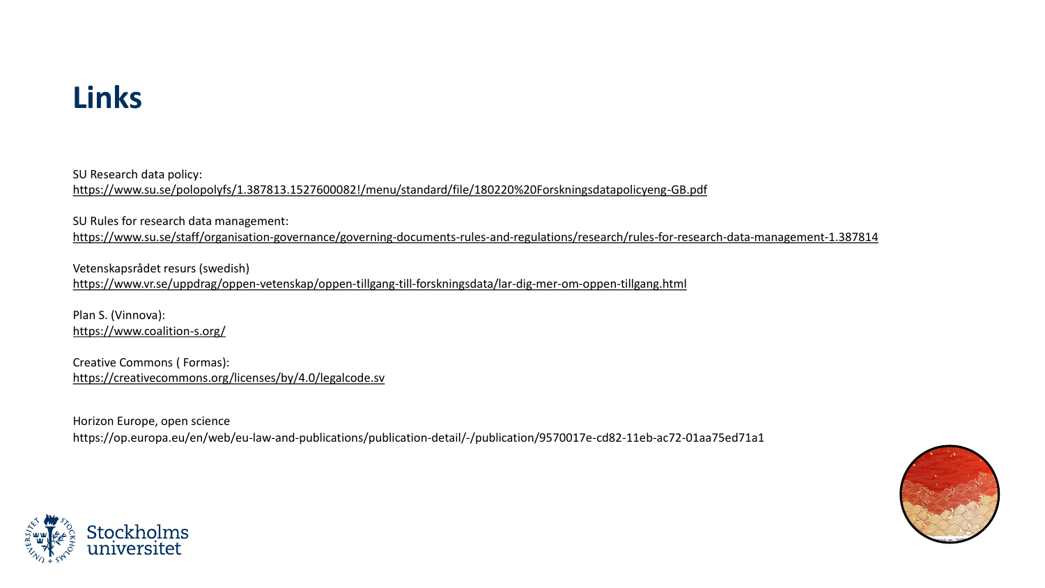# Links

SU Research data policy:
https://www.su.se/polopolyfs/1.387813.1527600082!/menu/standard/file/180220%20Forskningsdatapolicyeng-GB.pdf

SU Rules for research data management:
https://www.su.se/staff/organisation-governance/governing-documents-rules-and-regulations/research/rules-for-research-data-management-1.387814

Vetenskapsrådet resurs (swedish)
https://www.vr.se/uppdrag/oppen-vetenskap/oppen-tillgang-till-forskningsdata/lar-dig-mer-om-oppen-tillgang.html

Plan S. (Vinnova):
https://www.coalition-s.org/

Creative Commons ( Formas):
https://creativecommons.org/licenses/by/4.0/legalcode.sv

Horizon Europe, open science
https://op.europa.eu/en/web/eu-law-and-publications/publication-detail/-/publication/9570017e-cd82-11eb-ac72-01aa75ed71a1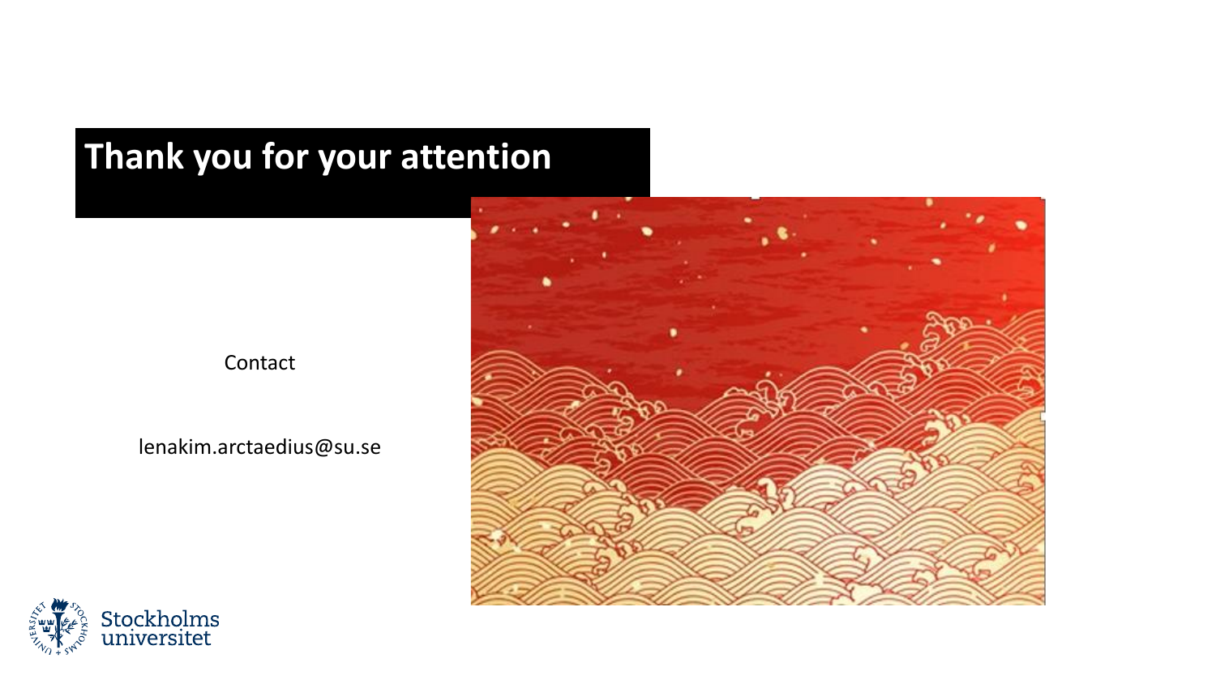# Thank you for your attention

Contact

lenakim.arctaedius@su.se